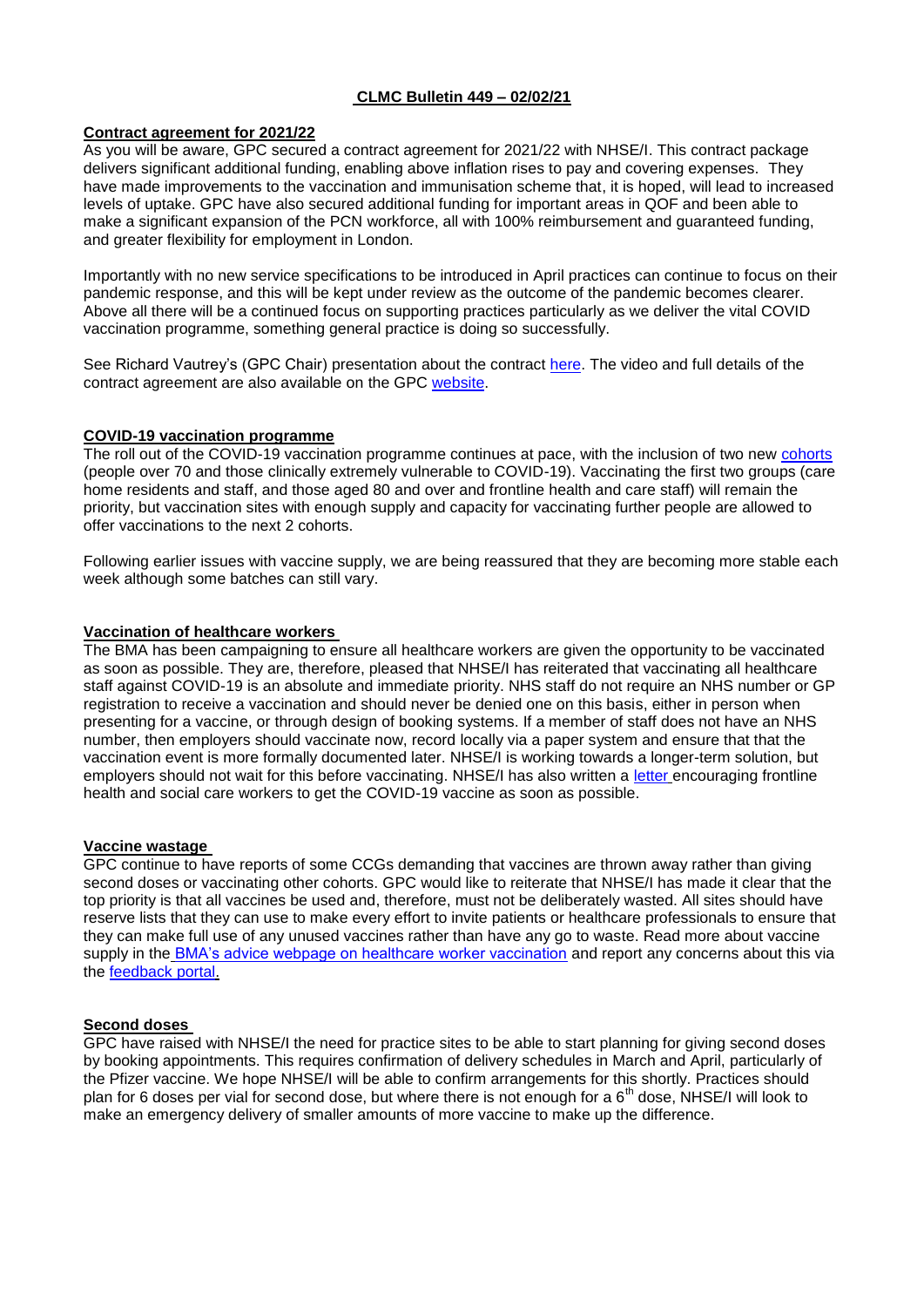# CLMC Bulletin 449 – 02/02/21

## Contract agreement for 2021/22

As you will be aware, GPC secured a contract agreement for 2021/22 with NHSE/I. This contract package delivers significant additional funding, enabling above inflation rises to pay and covering expenses. They have made improvements to the vaccination and immunisation scheme that, it is hoped, will lead to increased levels of uptake. GPC have also secured additional funding for important areas in QOF and been able to make a significant expansion of the PCN workforce, all with 100% reimbursement and guaranteed funding, and greater flexibility for employment in London.

Importantly with no new service specifications to be introduced in April practices can continue to focus on their pandemic response, and this will be kept under review as the outcome of the pandemic becomes clearer. Above all there will be a continued focus on supporting practices particularly as we deliver the vital COVID vaccination programme, something general practice is doing so successfully.

See Richard Vautrey's (GPC Chair) presentation about the contract here. The video and full details of the contract agreement are also available on the GPC website.

## COVID-19 vaccination programme

The roll out of the COVID-19 vaccination programme continues at pace, with the inclusion of two new cohorts (people over 70 and those clinically extremely vulnerable to COVID-19). Vaccinating the first two groups (care home residents and staff, and those aged 80 and over and frontline health and care staff) will remain the priority, but vaccination sites with enough supply and capacity for vaccinating further people are allowed to offer vaccinations to the next 2 cohorts.

Following earlier issues with vaccine supply, we are being reassured that they are becoming more stable each week although some batches can still vary.

## Vaccination of healthcare workers

The BMA has been campaigning to ensure all healthcare workers are given the opportunity to be vaccinated as soon as possible. They are, therefore, pleased that NHSE/I has reiterated that vaccinating all healthcare staff against COVID-19 is an absolute and immediate priority. NHS staff do not require an NHS number or GP registration to receive a vaccination and should never be denied one on this basis, either in person when presenting for a vaccine, or through design of booking systems. If a member of staff does not have an NHS number, then employers should vaccinate now, record locally via a paper system and ensure that that the vaccination event is more formally documented later. NHSE/I is working towards a longer-term solution, but employers should not wait for this before vaccinating. NHSE/I has also written a letter encouraging frontline health and social care workers to get the COVID-19 vaccine as soon as possible.

## Vaccine wastage

GPC continue to have reports of some CCGs demanding that vaccines are thrown away rather than giving second doses or vaccinating other cohorts. GPC would like to reiterate that NHSE/I has made it clear that the top priority is that all vaccines be used and, therefore, must not be deliberately wasted. All sites should have reserve lists that they can use to make every effort to invite patients or healthcare professionals to ensure that they can make full use of any unused vaccines rather than have any go to waste. Read more about vaccine supply in the BMA's advice webpage on healthcare worker vaccination and report any concerns about this via the feedback portal.

## Second doses

GPC have raised with NHSE/I the need for practice sites to be able to start planning for giving second doses by booking appointments. This requires confirmation of delivery schedules in March and April, particularly of the Pfizer vaccine. We hope NHSE/I will be able to confirm arrangements for this shortly. Practices should plan for 6 doses per vial for second dose, but where there is not enough for a 6th dose, NHSE/I will look to make an emergency delivery of smaller amounts of more vaccine to make up the difference.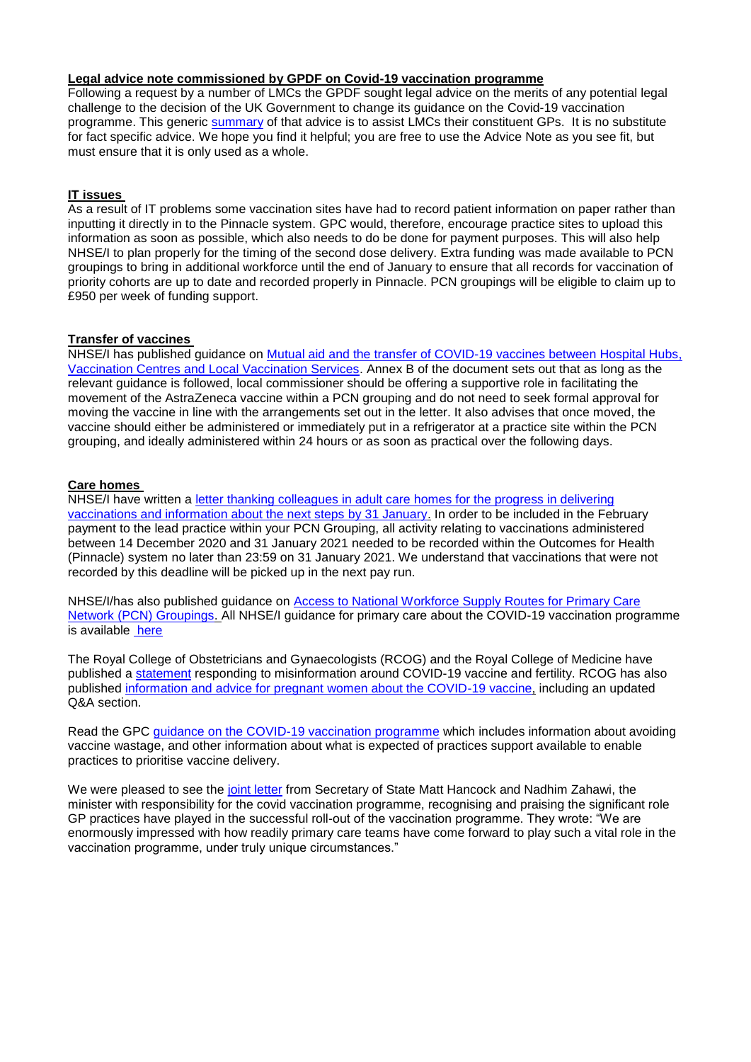**Legal advice note commissioned by GPDF on Covid-19 vaccination programme**

Following a request by a number of LMCs the GPDF sought legal advice on the merits of any potential legal challenge to the decision of the UK Government to change its guidance on the Covid-19 vaccination programme. This generic summary of that advice is to assist LMCs their constituent GPs. It is no substitute for fact specific advice. We hope you find it helpful; you are free to use the Advice Note as you see fit, but must ensure that it is only used as a whole.

**IT issues**

As a result of IT problems some vaccination sites have had to record patient information on paper rather than inputting it directly in to the Pinnacle system. GPC would, therefore, encourage practice sites to upload this information as soon as possible, which also needs to do be done for payment purposes. This will also help NHSE/I to plan properly for the timing of the second dose delivery. Extra funding was made available to PCN groupings to bring in additional workforce until the end of January to ensure that all records for vaccination of priority cohorts are up to date and recorded properly in Pinnacle. PCN groupings will be eligible to claim up to £950 per week of funding support.

**Transfer of vaccines**

NHSE/I has published guidance on Mutual aid and the transfer of COVID-19 vaccines between Hospital Hubs, Vaccination Centres and Local Vaccination Services. Annex B of the document sets out that as long as the relevant guidance is followed, local commissioner should be offering a supportive role in facilitating the movement of the AstraZeneca vaccine within a PCN grouping and do not need to seek formal approval for moving the vaccine in line with the arrangements set out in the letter. It also advises that once moved, the vaccine should either be administered or immediately put in a refrigerator at a practice site within the PCN grouping, and ideally administered within 24 hours or as soon as practical over the following days.

**Care homes**

NHSE/I have written a letter thanking colleagues in adult care homes for the progress in delivering vaccinations and information about the next steps by 31 January. In order to be included in the February payment to the lead practice within your PCN Grouping, all activity relating to vaccinations administered between 14 December 2020 and 31 January 2021 needed to be recorded within the Outcomes for Health (Pinnacle) system no later than 23:59 on 31 January 2021. We understand that vaccinations that were not recorded by this deadline will be picked up in the next pay run.

NHSE/I/has also published guidance on Access to National Workforce Supply Routes for Primary Care Network (PCN) Groupings. All NHSE/I guidance for primary care about the COVID-19 vaccination programme is available here

The Royal College of Obstetricians and Gynaecologists (RCOG) and the Royal College of Medicine have published a statement responding to misinformation around COVID-19 vaccine and fertility. RCOG has also published information and advice for pregnant women about the COVID-19 vaccine, including an updated Q&A section.

Read the GPC guidance on the COVID-19 vaccination programme which includes information about avoiding vaccine wastage, and other information about what is expected of practices support available to enable practices to prioritise vaccine delivery.

We were pleased to see the joint letter from Secretary of State Matt Hancock and Nadhim Zahawi, the minister with responsibility for the covid vaccination programme, recognising and praising the significant role GP practices have played in the successful roll-out of the vaccination programme. They wrote: "We are enormously impressed with how readily primary care teams have come forward to play such a vital role in the vaccination programme, under truly unique circumstances."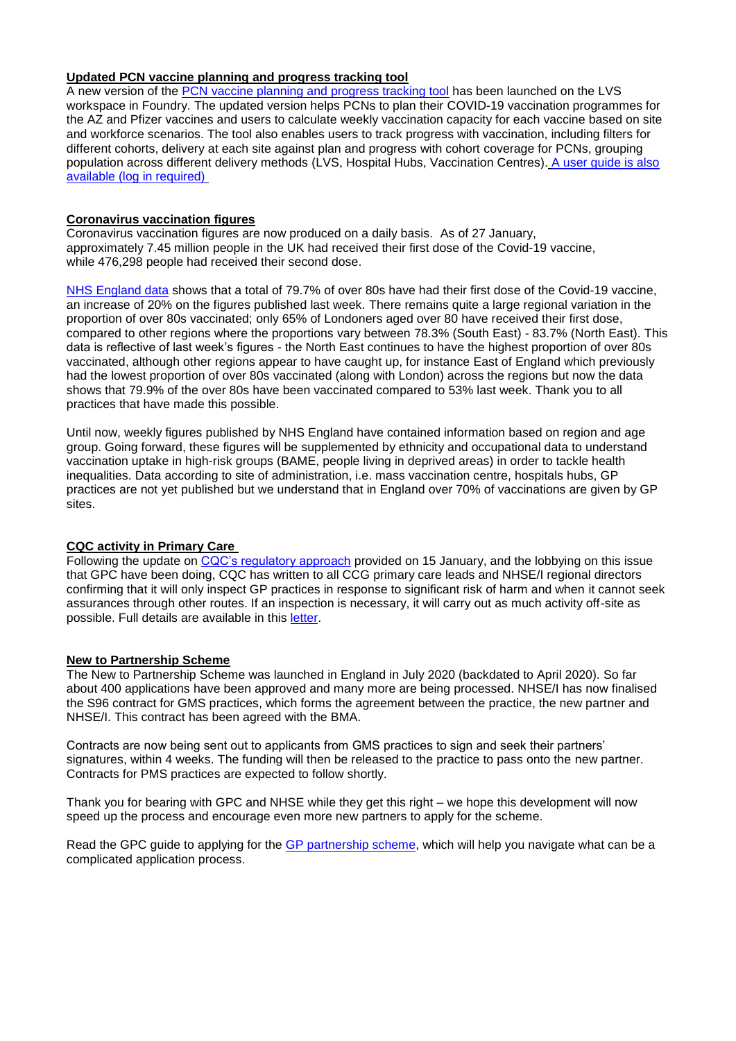**Updated PCN vaccine planning and progress tracking tool**

A new version of the PCN vaccine planning and progress tracking tool has been launched on the LVS workspace in Foundry. The updated version helps PCNs to plan their COVID-19 vaccination programmes for the AZ and Pfizer vaccines and users to calculate weekly vaccination capacity for each vaccine based on site and workforce scenarios. The tool also enables users to track progress with vaccination, including filters for different cohorts, delivery at each site against plan and progress with cohort coverage for PCNs, grouping population across different delivery methods (LVS, Hospital Hubs, Vaccination Centres). A user guide is also available (log in required)

**Coronavirus vaccination figures**

Coronavirus vaccination figures are now produced on a daily basis. As of 27 January, approximately 7.45 million people in the UK had received their first dose of the Covid-19 vaccine, while 476,298 people had received their second dose.

NHS England data shows that a total of 79.7% of over 80s have had their first dose of the Covid-19 vaccine, an increase of 20% on the figures published last week. There remains quite a large regional variation in the proportion of over 80s vaccinated; only 65% of Londoners aged over 80 have received their first dose, compared to other regions where the proportions vary between 78.3% (South East) - 83.7% (North East). This data is reflective of last week's figures - the North East continues to have the highest proportion of over 80s vaccinated, although other regions appear to have caught up, for instance East of England which previously had the lowest proportion of over 80s vaccinated (along with London) across the regions but now the data shows that 79.9% of the over 80s have been vaccinated compared to 53% last week. Thank you to all practices that have made this possible.

Until now, weekly figures published by NHS England have contained information based on region and age group. Going forward, these figures will be supplemented by ethnicity and occupational data to understand vaccination uptake in high-risk groups (BAME, people living in deprived areas) in order to tackle health inequalities. Data according to site of administration, i.e. mass vaccination centre, hospitals hubs, GP practices are not yet published but we understand that in England over 70% of vaccinations are given by GP sites.

**CQC activity in Primary Care**

Following the update on CQC's regulatory approach provided on 15 January, and the lobbying on this issue that GPC have been doing, CQC has written to all CCG primary care leads and NHSE/I regional directors confirming that it will only inspect GP practices in response to significant risk of harm and when it cannot seek assurances through other routes. If an inspection is necessary, it will carry out as much activity off-site as possible. Full details are available in this letter.

**New to Partnership Scheme**

The New to Partnership Scheme was launched in England in July 2020 (backdated to April 2020). So far about 400 applications have been approved and many more are being processed. NHSE/I has now finalised the S96 contract for GMS practices, which forms the agreement between the practice, the new partner and NHSE/I. This contract has been agreed with the BMA.

Contracts are now being sent out to applicants from GMS practices to sign and seek their partners' signatures, within 4 weeks. The funding will then be released to the practice to pass onto the new partner. Contracts for PMS practices are expected to follow shortly.

Thank you for bearing with GPC and NHSE while they get this right – we hope this development will now speed up the process and encourage even more new partners to apply for the scheme.

Read the GPC guide to applying for the GP partnership scheme, which will help you navigate what can be a complicated application process.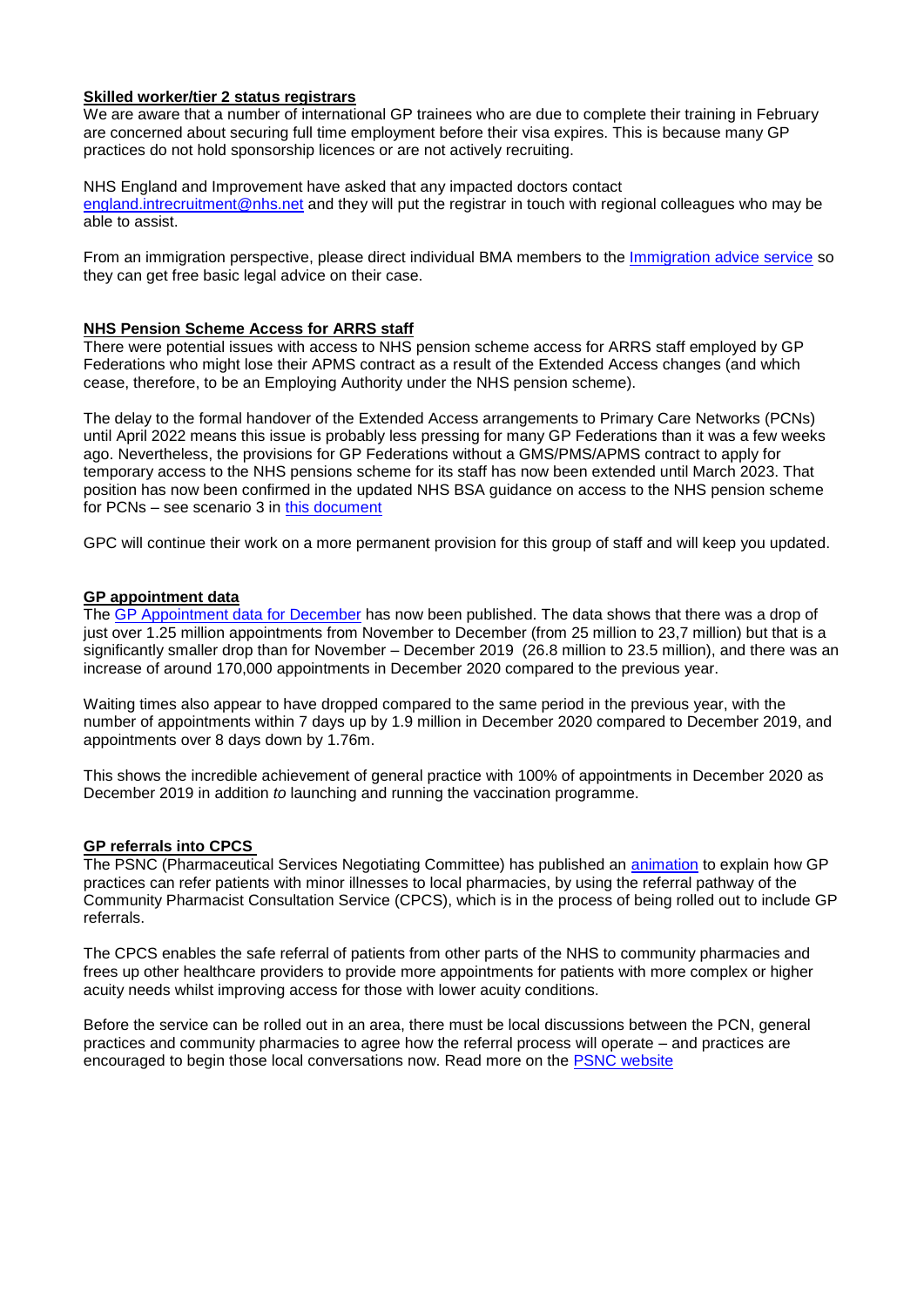**Skilled worker/tier 2 status registrars**

We are aware that a number of international GP trainees who are due to complete their training in February are concerned about securing full time employment before their visa expires. This is because many GP practices do not hold sponsorship licences or are not actively recruiting.

NHS England and Improvement have asked that any impacted doctors contact england.intrecruitment@nhs.net and they will put the registrar in touch with regional colleagues who may be able to assist.

From an immigration perspective, please direct individual BMA members to the Immigration advice service so they can get free basic legal advice on their case.

**NHS Pension Scheme Access for ARRS staff**

There were potential issues with access to NHS pension scheme access for ARRS staff employed by GP Federations who might lose their APMS contract as a result of the Extended Access changes (and which cease, therefore, to be an Employing Authority under the NHS pension scheme).

The delay to the formal handover of the Extended Access arrangements to Primary Care Networks (PCNs) until April 2022 means this issue is probably less pressing for many GP Federations than it was a few weeks ago. Nevertheless, the provisions for GP Federations without a GMS/PMS/APMS contract to apply for temporary access to the NHS pensions scheme for its staff has now been extended until March 2023. That position has now been confirmed in the updated NHS BSA guidance on access to the NHS pension scheme for PCNs – see scenario 3 in this document

GPC will continue their work on a more permanent provision for this group of staff and will keep you updated.

**GP appointment data**

The GP Appointment data for December has now been published. The data shows that there was a drop of just over 1.25 million appointments from November to December (from 25 million to 23,7 million) but that is a significantly smaller drop than for November – December 2019 (26.8 million to 23.5 million), and there was an increase of around 170,000 appointments in December 2020 compared to the previous year.

Waiting times also appear to have dropped compared to the same period in the previous year, with the number of appointments within 7 days up by 1.9 million in December 2020 compared to December 2019, and appointments over 8 days down by 1.76m.

This shows the incredible achievement of general practice with 100% of appointments in December 2020 as December 2019 in addition *to* launching and running the vaccination programme.

**GP referrals into CPCS**

The PSNC (Pharmaceutical Services Negotiating Committee) has published an animation to explain how GP practices can refer patients with minor illnesses to local pharmacies, by using the referral pathway of the Community Pharmacist Consultation Service (CPCS), which is in the process of being rolled out to include GP referrals.

The CPCS enables the safe referral of patients from other parts of the NHS to community pharmacies and frees up other healthcare providers to provide more appointments for patients with more complex or higher acuity needs whilst improving access for those with lower acuity conditions.

Before the service can be rolled out in an area, there must be local discussions between the PCN, general practices and community pharmacies to agree how the referral process will operate – and practices are encouraged to begin those local conversations now. Read more on the PSNC website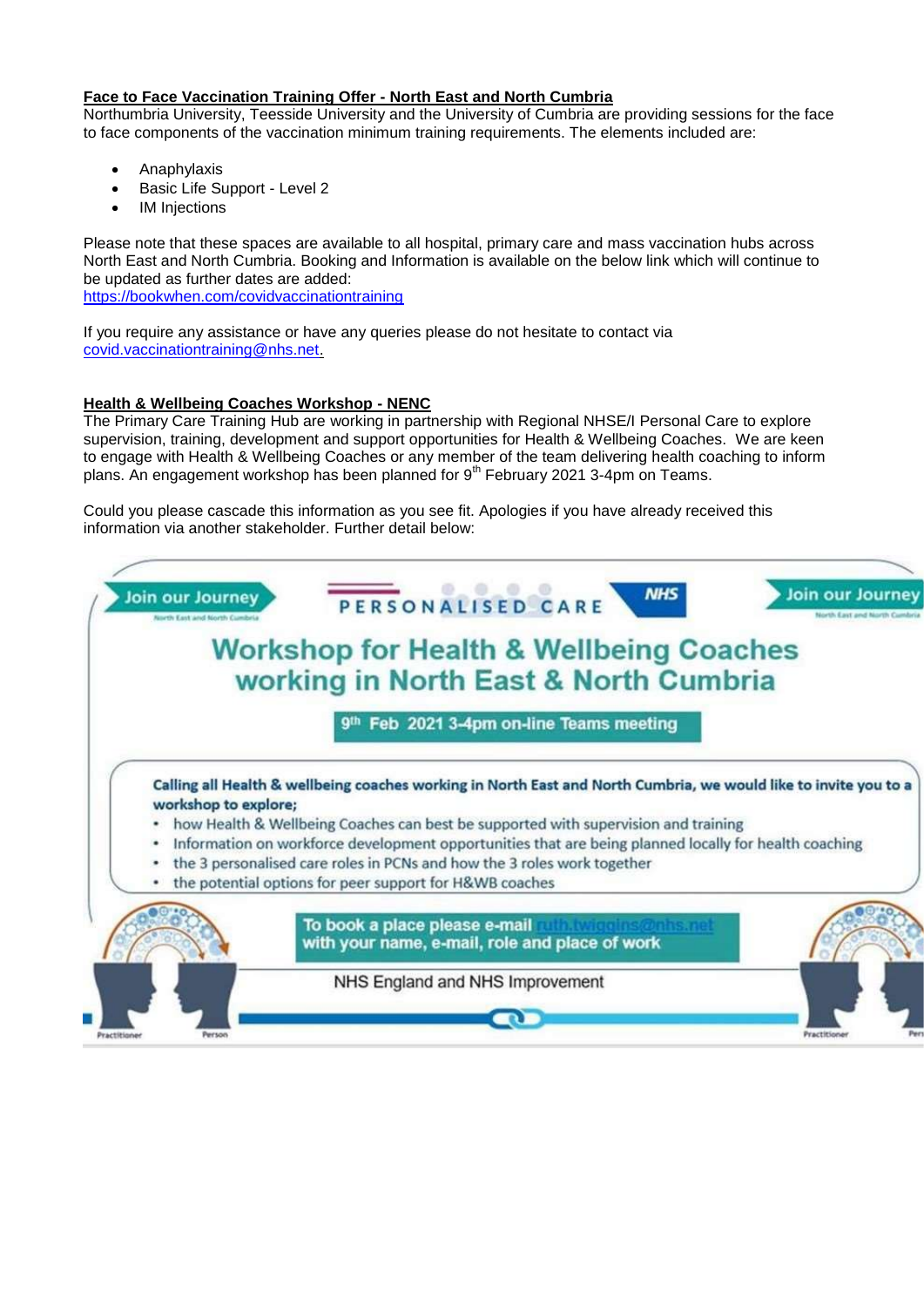**Face to Face Vaccination Training Offer - North East and North Cumbria**

Northumbria University, Teesside University and the University of Cumbria are providing sessions for the face to face components of the vaccination minimum training requirements. The elements included are:

- Anaphylaxis
- Basic Life Support - Level 2
- IM Injections

Please note that these spaces are available to all hospital, primary care and mass vaccination hubs across North East and North Cumbria. Booking and Information is available on the below link which will continue to be updated as further dates are added:
https://bookwhen.com/covidvaccinationtraining

If you require any assistance or have any queries please do not hesitate to contact via covid.vaccinationtraining@nhs.net.

**Health & Wellbeing Coaches Workshop - NENC**

The Primary Care Training Hub are working in partnership with Regional NHSE/I Personal Care to explore supervision, training, development and support opportunities for Health & Wellbeing Coaches. We are keen to engage with Health & Wellbeing Coaches or any member of the team delivering health coaching to inform plans. An engagement workshop has been planned for 9th February 2021 3-4pm on Teams.

Could you please cascade this information as you see fit. Apologies if you have already received this information via another stakeholder. Further detail below:

Join our Journey
North East and North Cumbria

PERSONALISED CARE

NHS

Join our Journey
North East and North Cumbria

## Workshop for Health & Wellbeing Coaches working in North East & North Cumbria

9th Feb 2021 3-4pm on-line Teams meeting

**Calling all Health & wellbeing coaches working in North East and North Cumbria, we would like to invite you to a workshop to explore;**

- how Health & Wellbeing Coaches can best be supported with supervision and training
- Information on workforce development opportunities that are being planned locally for health coaching
- the 3 personalised care roles in PCNs and how the 3 roles work together
- the potential options for peer support for H&WB coaches

To book a place please e-mail ruth.twiggins@nhs.net with your name, e-mail, role and place of work

NHS England and NHS Improvement

Practitioner Person Practitioner Person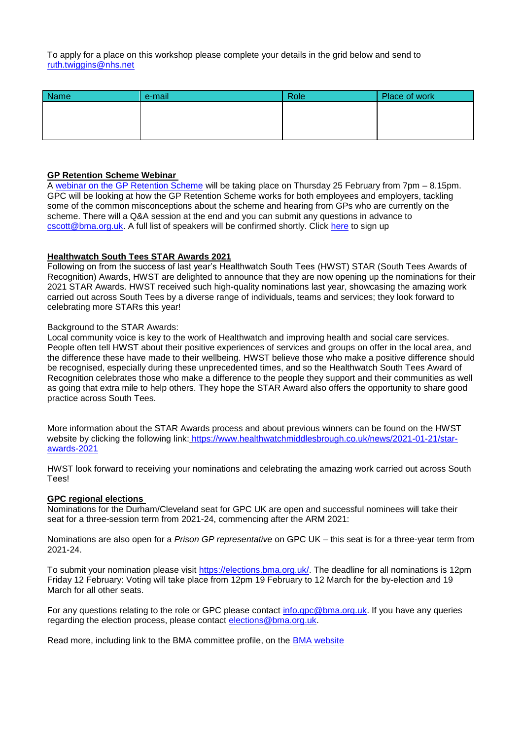To apply for a place on this workshop please complete your details in the grid below and send to ruth.twiggins@nhs.net

| Name | e-mail | Role | Place of work |
|---|---|---|---|
| | | | |

**GP Retention Scheme Webinar**

A webinar on the GP Retention Scheme will be taking place on Thursday 25 February from 7pm – 8.15pm. GPC will be looking at how the GP Retention Scheme works for both employees and employers, tackling some of the common misconceptions about the scheme and hearing from GPs who are currently on the scheme. There will a Q&A session at the end and you can submit any questions in advance to cscott@bma.org.uk. A full list of speakers will be confirmed shortly. Click here to sign up

**Healthwatch South Tees STAR Awards 2021**

Following on from the success of last year's Healthwatch South Tees (HWST) STAR (South Tees Awards of Recognition) Awards, HWST are delighted to announce that they are now opening up the nominations for their 2021 STAR Awards. HWST received such high-quality nominations last year, showcasing the amazing work carried out across South Tees by a diverse range of individuals, teams and services; they look forward to celebrating more STARs this year!

Background to the STAR Awards:

Local community voice is key to the work of Healthwatch and improving health and social care services. People often tell HWST about their positive experiences of services and groups on offer in the local area, and the difference these have made to their wellbeing. HWST believe those who make a positive difference should be recognised, especially during these unprecedented times, and so the Healthwatch South Tees Award of Recognition celebrates those who make a difference to the people they support and their communities as well as going that extra mile to help others. They hope the STAR Award also offers the opportunity to share good practice across South Tees.

More information about the STAR Awards process and about previous winners can be found on the HWST website by clicking the following link: https://www.healthwatchmiddlesbrough.co.uk/news/2021-01-21/star-awards-2021

HWST look forward to receiving your nominations and celebrating the amazing work carried out across South Tees!

**GPC regional elections**

Nominations for the Durham/Cleveland seat for GPC UK are open and successful nominees will take their seat for a three-session term from 2021-24, commencing after the ARM 2021:

Nominations are also open for a *Prison GP representative* on GPC UK – this seat is for a three-year term from 2021-24.

To submit your nomination please visit https://elections.bma.org.uk/. The deadline for all nominations is 12pm Friday 12 February: Voting will take place from 12pm 19 February to 12 March for the by-election and 19 March for all other seats.

For any questions relating to the role or GPC please contact info.gpc@bma.org.uk. If you have any queries regarding the election process, please contact elections@bma.org.uk.

Read more, including link to the BMA committee profile, on the BMA website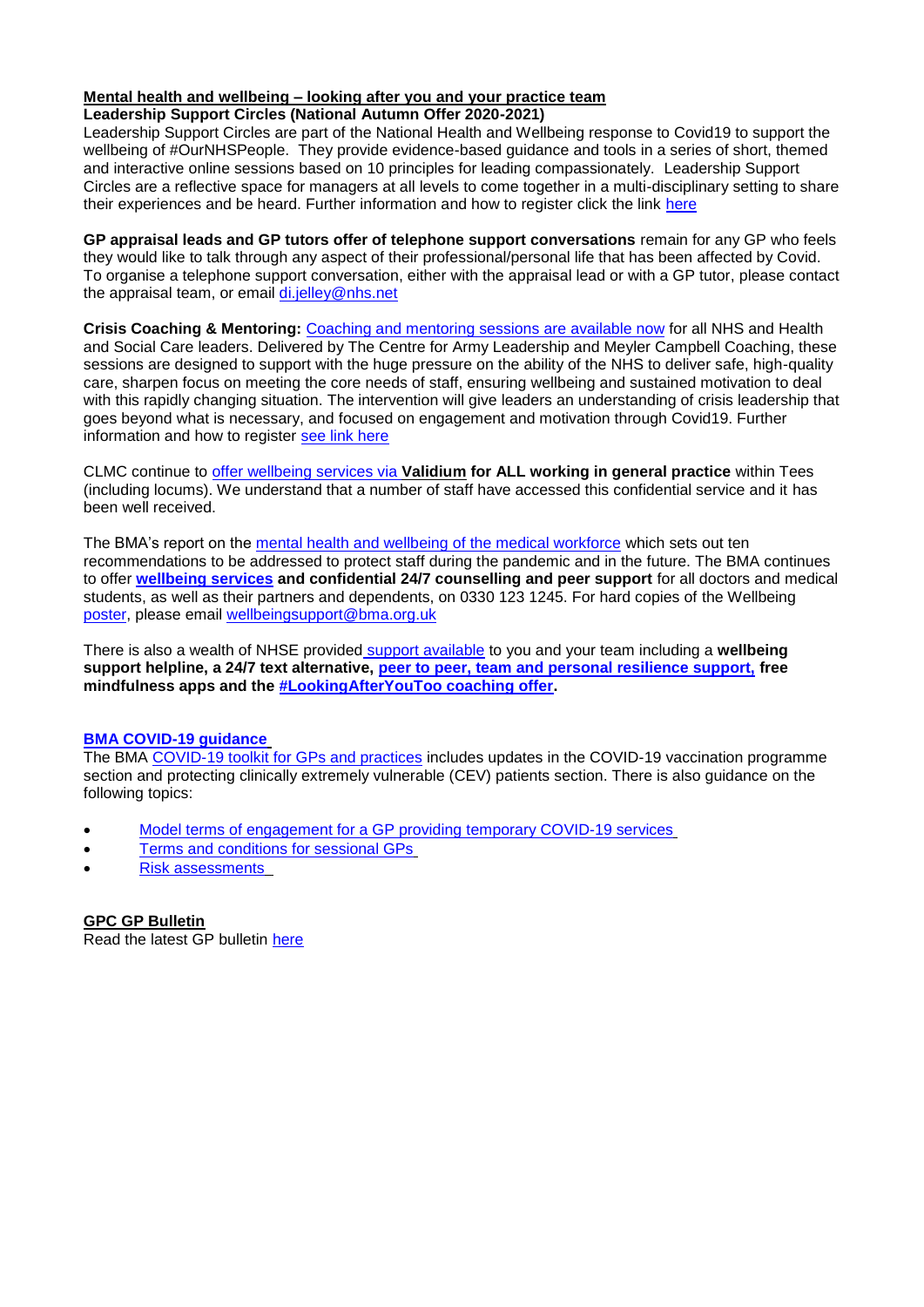**Mental health and wellbeing – looking after you and your practice team**

**Leadership Support Circles (National Autumn Offer 2020-2021)**

Leadership Support Circles are part of the National Health and Wellbeing response to Covid19 to support the wellbeing of #OurNHSPeople. They provide evidence-based guidance and tools in a series of short, themed and interactive online sessions based on 10 principles for leading compassionately. Leadership Support Circles are a reflective space for managers at all levels to come together in a multi-disciplinary setting to share their experiences and be heard. Further information and how to register click the link here

**GP appraisal leads and GP tutors offer of telephone support conversations** remain for any GP who feels they would like to talk through any aspect of their professional/personal life that has been affected by Covid. To organise a telephone support conversation, either with the appraisal lead or with a GP tutor, please contact the appraisal team, or email di.jelley@nhs.net

**Crisis Coaching & Mentoring:** Coaching and mentoring sessions are available now for all NHS and Health and Social Care leaders. Delivered by The Centre for Army Leadership and Meyler Campbell Coaching, these sessions are designed to support with the huge pressure on the ability of the NHS to deliver safe, high-quality care, sharpen focus on meeting the core needs of staff, ensuring wellbeing and sustained motivation to deal with this rapidly changing situation. The intervention will give leaders an understanding of crisis leadership that goes beyond what is necessary, and focused on engagement and motivation through Covid19. Further information and how to register see link here

CLMC continue to offer wellbeing services via **Validium for ALL working in general practice** within Tees (including locums). We understand that a number of staff have accessed this confidential service and it has been well received.

The BMA's report on the mental health and wellbeing of the medical workforce which sets out ten recommendations to be addressed to protect staff during the pandemic and in the future. The BMA continues to offer **wellbeing services and confidential 24/7 counselling and peer support** for all doctors and medical students, as well as their partners and dependents, on 0330 123 1245. For hard copies of the Wellbeing poster, please email wellbeingsupport@bma.org.uk

There is also a wealth of NHSE provided support available to you and your team including a **wellbeing support helpline, a 24/7 text alternative, peer to peer, team and personal resilience support, free mindfulness apps and the #LookingAfterYouToo coaching offer.**

**BMA COVID-19 guidance**

The BMA COVID-19 toolkit for GPs and practices includes updates in the COVID-19 vaccination programme section and protecting clinically extremely vulnerable (CEV) patients section. There is also guidance on the following topics:

- Model terms of engagement for a GP providing temporary COVID-19 services
- Terms and conditions for sessional GPs
- Risk assessments

**GPC GP Bulletin**

Read the latest GP bulletin here